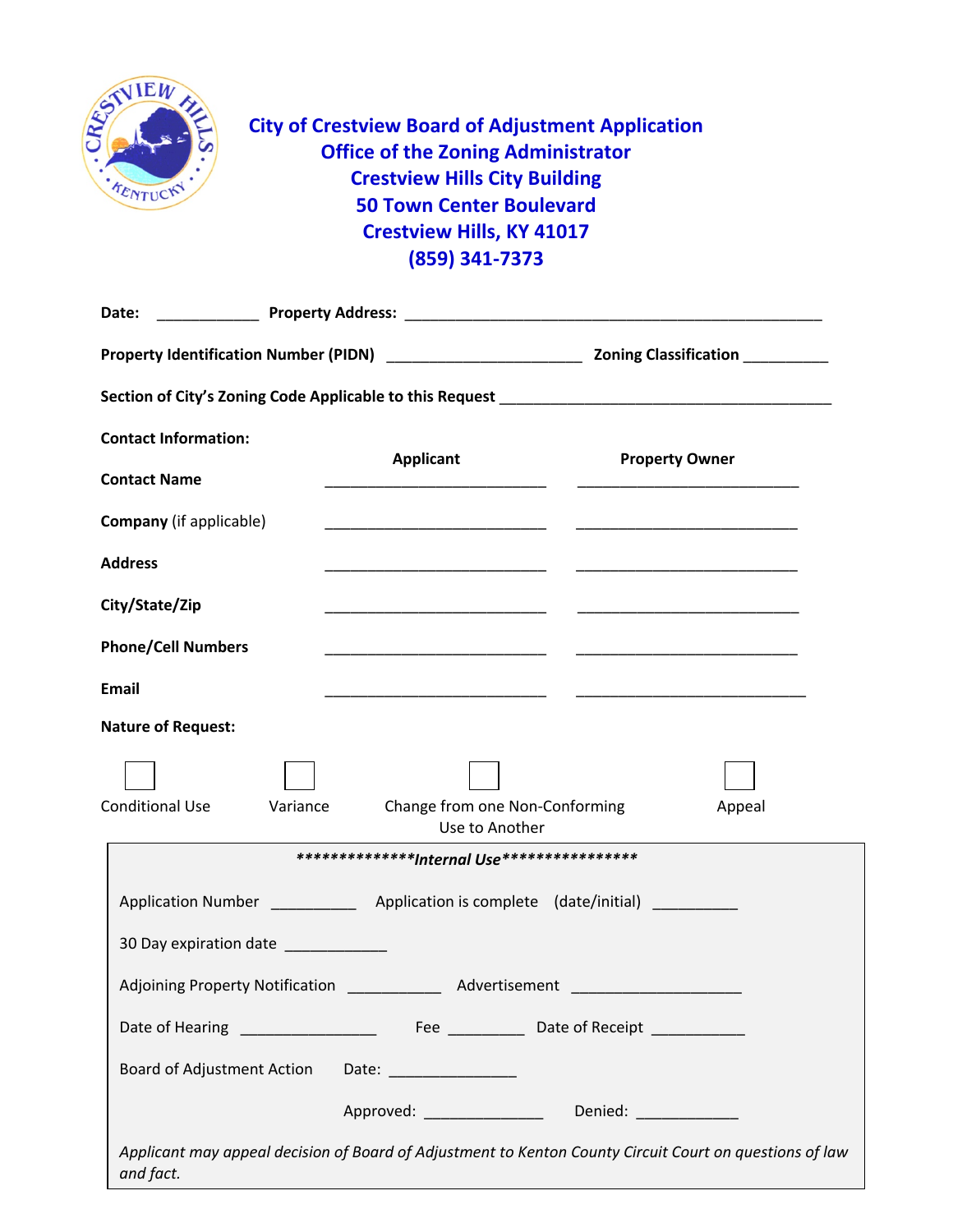# City of Crestview Board of Adjustment Application

**Office of the Zoning Administrator**
**Crestview Hills City Building**
**50 Town Center Boulevard**
**Crestview Hills, KY 41017**
**(859) 341-7373**

**Date:** ____________ **Property Address:** ___________________________________________________

**Property Identification Number (PIDN)** _______________________ **Zoning Classification** __________

**Section of City's Zoning Code Applicable to this Request** ________________________________________

**Contact Information:**

| | **Applicant** | **Property Owner** |
|---|---|---|
| **Contact Name** | ___________________________ | ___________________________ |
| **Company** (if applicable) | ___________________________ | ___________________________ |
| **Address** | ___________________________ | ___________________________ |
| **City/State/Zip** | ___________________________ | ___________________________ |
| **Phone/Cell Numbers** | ___________________________ | ___________________________ |
| **Email** | ___________________________ | ___________________________ |

**Nature of Request:**

☐ Conditional Use ☐ Variance ☐ Change from one Non-Conforming Use to Another ☐ Appeal

**************\*Internal Use*****************

Application Number __________ Application is complete (date/initial) __________

30 Day expiration date ____________

Adjoining Property Notification ___________ Advertisement ____________________

Date of Hearing ________________ Fee _________ Date of Receipt ___________

Board of Adjustment Action Date: _______________

Approved: ______________ Denied: ____________

*Applicant may appeal decision of Board of Adjustment to Kenton County Circuit Court on questions of law and fact.*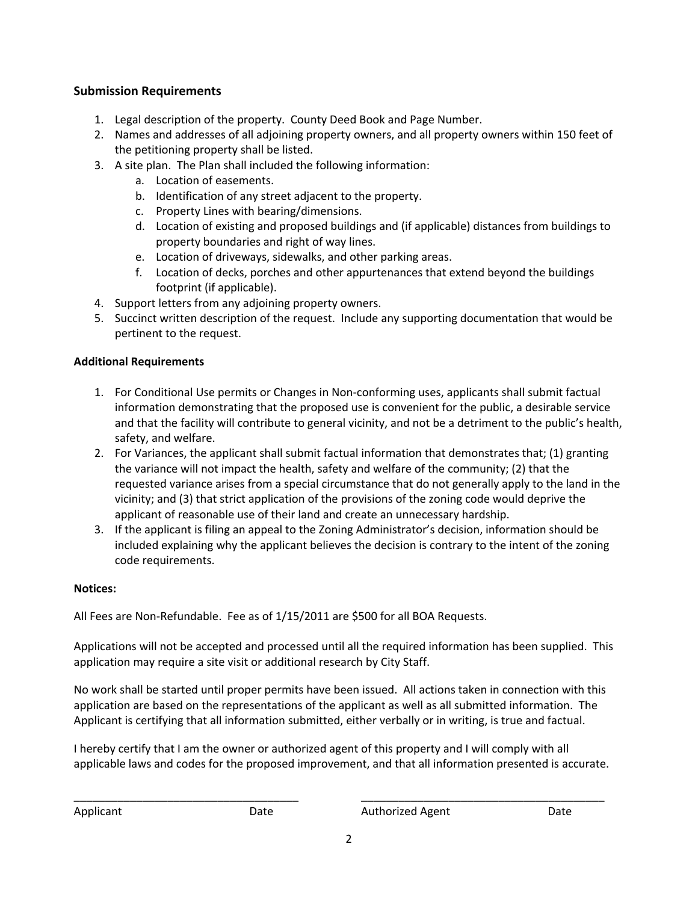### Submission Requirements

1. Legal description of the property. County Deed Book and Page Number.
2. Names and addresses of all adjoining property owners, and all property owners within 150 feet of the petitioning property shall be listed.
3. A site plan. The Plan shall included the following information:
   a. Location of easements.
   b. Identification of any street adjacent to the property.
   c. Property Lines with bearing/dimensions.
   d. Location of existing and proposed buildings and (if applicable) distances from buildings to property boundaries and right of way lines.
   e. Location of driveways, sidewalks, and other parking areas.
   f. Location of decks, porches and other appurtenances that extend beyond the buildings footprint (if applicable).
4. Support letters from any adjoining property owners.
5. Succinct written description of the request. Include any supporting documentation that would be pertinent to the request.

### Additional Requirements

1. For Conditional Use permits or Changes in Non-conforming uses, applicants shall submit factual information demonstrating that the proposed use is convenient for the public, a desirable service and that the facility will contribute to general vicinity, and not be a detriment to the public's health, safety, and welfare.
2. For Variances, the applicant shall submit factual information that demonstrates that; (1) granting the variance will not impact the health, safety and welfare of the community; (2) that the requested variance arises from a special circumstance that do not generally apply to the land in the vicinity; and (3) that strict application of the provisions of the zoning code would deprive the applicant of reasonable use of their land and create an unnecessary hardship.
3. If the applicant is filing an appeal to the Zoning Administrator's decision, information should be included explaining why the applicant believes the decision is contrary to the intent of the zoning code requirements.

**Notices:**

All Fees are Non-Refundable. Fee as of 1/15/2011 are $500 for all BOA Requests.

Applications will not be accepted and processed until all the required information has been supplied. This application may require a site visit or additional research by City Staff.

No work shall be started until proper permits have been issued. All actions taken in connection with this application are based on the representations of the applicant as well as all submitted information. The Applicant is certifying that all information submitted, either verbally or in writing, is true and factual.

I hereby certify that I am the owner or authorized agent of this property and I will comply with all applicable laws and codes for the proposed improvement, and that all information presented is accurate.

\_\_\_\_\_\_\_\_\_\_\_\_\_\_\_\_\_\_\_\_\_\_\_\_\_\_\_\_\_\_\_\_\_\_\_\_ \_\_\_\_\_\_\_\_\_\_\_\_\_\_\_\_\_\_\_\_\_\_\_\_\_\_\_\_\_\_\_\_\_\_\_\_\_\_\_

Applicant Date Authorized Agent Date